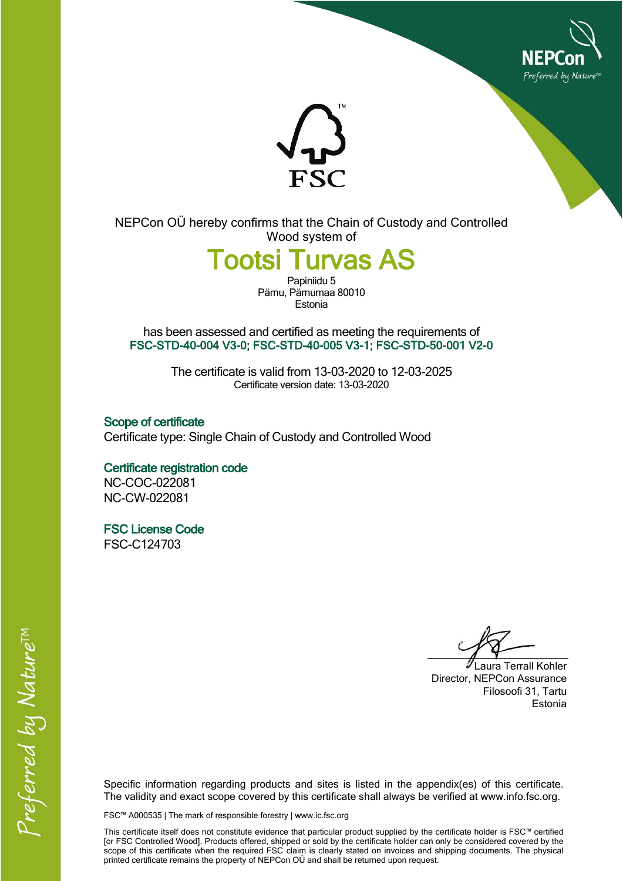NEPCon OÜ hereby confirms that the Chain of Custody and Controlled Wood system of

# Tootsi Turvas AS

Papiniidu 5
Pärnu, Pärnumaa 80010
Estonia

has been assessed and certified as meeting the requirements of
**FSC-STD-40-004 V3-0; FSC-STD-40-005 V3-1; FSC-STD-50-001 V2-0**

The certificate is valid from 13-03-2020 to 12-03-2025
Certificate version date: 13-03-2020

## Scope of certificate

Certificate type: Single Chain of Custody and Controlled Wood

## Certificate registration code

NC-COC-022081
NC-CW-022081

## FSC License Code

FSC-C124703

Laura Terrall Kohler
Director, NEPCon Assurance
Filosoofi 31, Tartu
Estonia

Specific information regarding products and sites is listed in the appendix(es) of this certificate. The validity and exact scope covered by this certificate shall always be verified at www.info.fsc.org.

FSC™ A000535 | The mark of responsible forestry | www.ic.fsc.org

This certificate itself does not constitute evidence that particular product supplied by the certificate holder is FSC™ certified [or FSC Controlled Wood]. Products offered, shipped or sold by the certificate holder can only be considered covered by the scope of this certificate when the required FSC claim is clearly stated on invoices and shipping documents. The physical printed certificate remains the property of NEPCon OÜ and shall be returned upon request.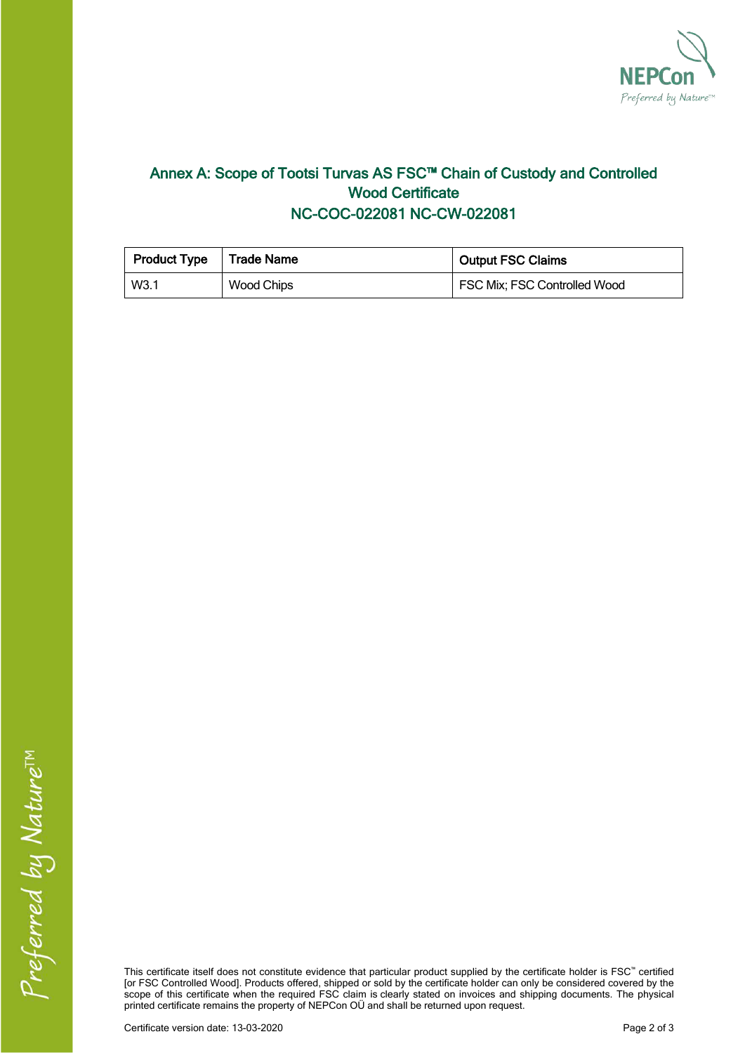## Annex A: Scope of Tootsi Turvas AS FSC™ Chain of Custody and Controlled Wood Certificate NC-COC-022081 NC-CW-022081

| Product Type | Trade Name | Output FSC Claims |
|---|---|---|
| W3.1 | Wood Chips | FSC Mix; FSC Controlled Wood |

This certificate itself does not constitute evidence that particular product supplied by the certificate holder is FSC™ certified [or FSC Controlled Wood]. Products offered, shipped or sold by the certificate holder can only be considered covered by the scope of this certificate when the required FSC claim is clearly stated on invoices and shipping documents. The physical printed certificate remains the property of NEPCon OÜ and shall be returned upon request.

Certificate version date: 13-03-2020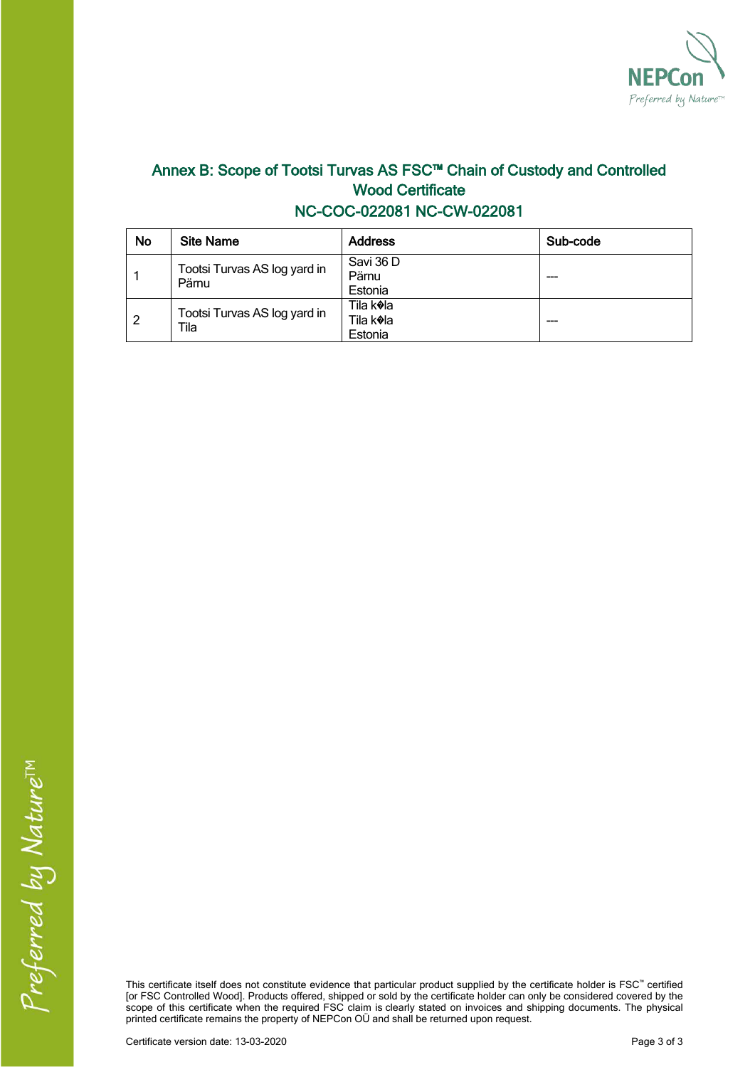## Annex B: Scope of Tootsi Turvas AS FSC™ Chain of Custody and Controlled Wood Certificate

## NC-COC-022081 NC-CW-022081

| No | Site Name | Address | Sub-code |
|---|---|---|---|
| 1 | Tootsi Turvas AS log yard in Pärnu | Savi 36 D<br>Pärnu<br>Estonia | --- |
| 2 | Tootsi Turvas AS log yard in Tila | Tila k�la<br>Tila k�la<br>Estonia | --- |

This certificate itself does not constitute evidence that particular product supplied by the certificate holder is FSC™ certified [or FSC Controlled Wood]. Products offered, shipped or sold by the certificate holder can only be considered covered by the scope of this certificate when the required FSC claim is clearly stated on invoices and shipping documents. The physical printed certificate remains the property of NEPCon OÜ and shall be returned upon request.

Certificate version date: 13-03-2020